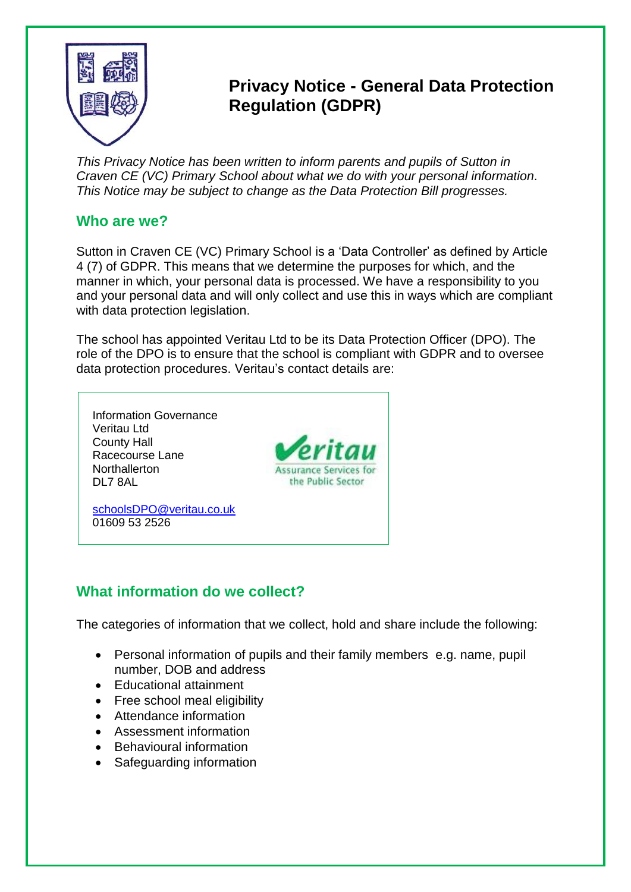# Privacy Notice - General Data Protection Regulation (GDPR)

*This Privacy Notice has been written to inform parents and pupils of Sutton in Craven CE (VC) Primary School about what we do with your personal information. This Notice may be subject to change as the Data Protection Bill progresses.*

## Who are we?

Sutton in Craven CE (VC) Primary School is a 'Data Controller' as defined by Article 4 (7) of GDPR. This means that we determine the purposes for which, and the manner in which, your personal data is processed. We have a responsibility to you and your personal data and will only collect and use this in ways which are compliant with data protection legislation.

The school has appointed Veritau Ltd to be its Data Protection Officer (DPO). The role of the DPO is to ensure that the school is compliant with GDPR and to oversee data protection procedures. Veritau's contact details are:

Information Governance
Veritau Ltd
County Hall
Racecourse Lane
Northallerton
DL7 8AL

schoolsDPO@veritau.co.uk
01609 53 2526

## What information do we collect?

The categories of information that we collect, hold and share include the following:

- Personal information of pupils and their family members e.g. name, pupil number, DOB and address
- Educational attainment
- Free school meal eligibility
- Attendance information
- Assessment information
- Behavioural information
- Safeguarding information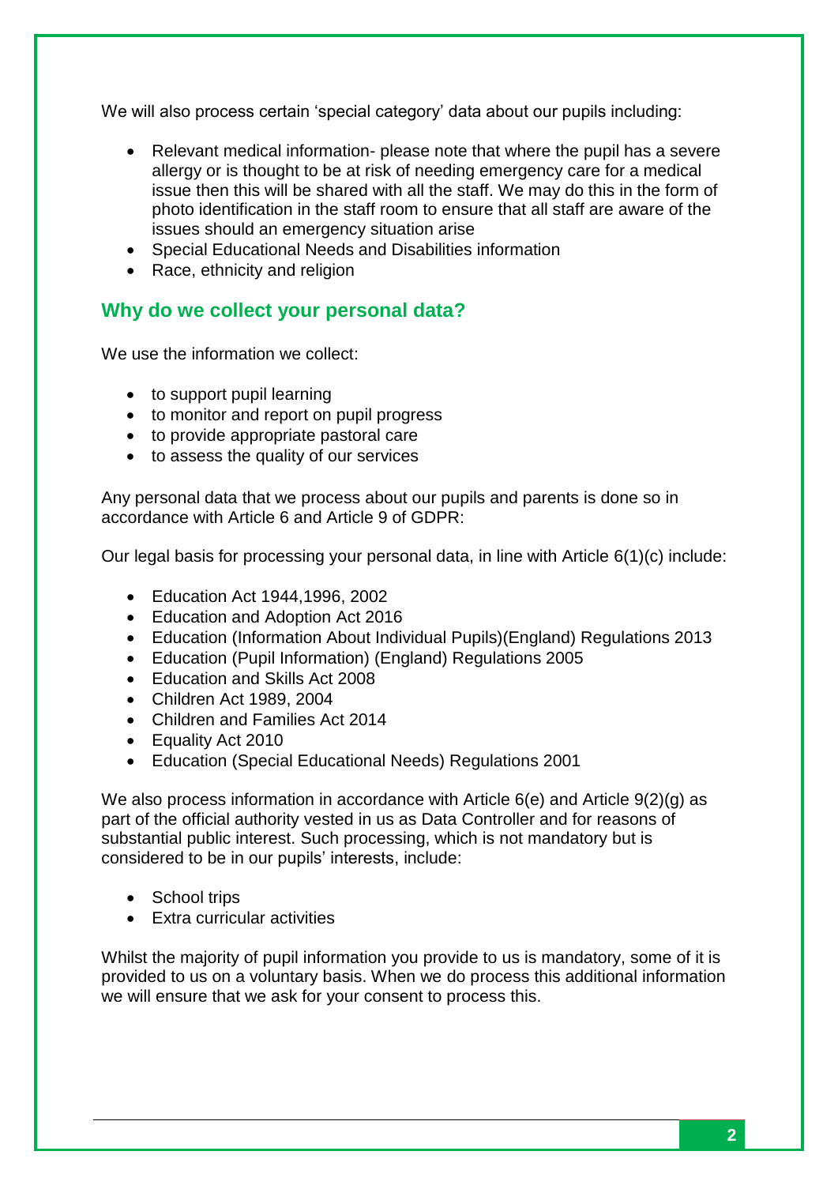We will also process certain 'special category' data about our pupils including:

- Relevant medical information- please note that where the pupil has a severe allergy or is thought to be at risk of needing emergency care for a medical issue then this will be shared with all the staff. We may do this in the form of photo identification in the staff room to ensure that all staff are aware of the issues should an emergency situation arise
- Special Educational Needs and Disabilities information
- Race, ethnicity and religion

## Why do we collect your personal data?

We use the information we collect:

- to support pupil learning
- to monitor and report on pupil progress
- to provide appropriate pastoral care
- to assess the quality of our services

Any personal data that we process about our pupils and parents is done so in accordance with Article 6 and Article 9 of GDPR:

Our legal basis for processing your personal data, in line with Article 6(1)(c) include:

- Education Act 1944,1996, 2002
- Education and Adoption Act 2016
- Education (Information About Individual Pupils)(England) Regulations 2013
- Education (Pupil Information) (England) Regulations 2005
- Education and Skills Act 2008
- Children Act 1989, 2004
- Children and Families Act 2014
- Equality Act 2010
- Education (Special Educational Needs) Regulations 2001

We also process information in accordance with Article 6(e) and Article 9(2)(g) as part of the official authority vested in us as Data Controller and for reasons of substantial public interest. Such processing, which is not mandatory but is considered to be in our pupils' interests, include:

- School trips
- Extra curricular activities

Whilst the majority of pupil information you provide to us is mandatory, some of it is provided to us on a voluntary basis. When we do process this additional information we will ensure that we ask for your consent to process this.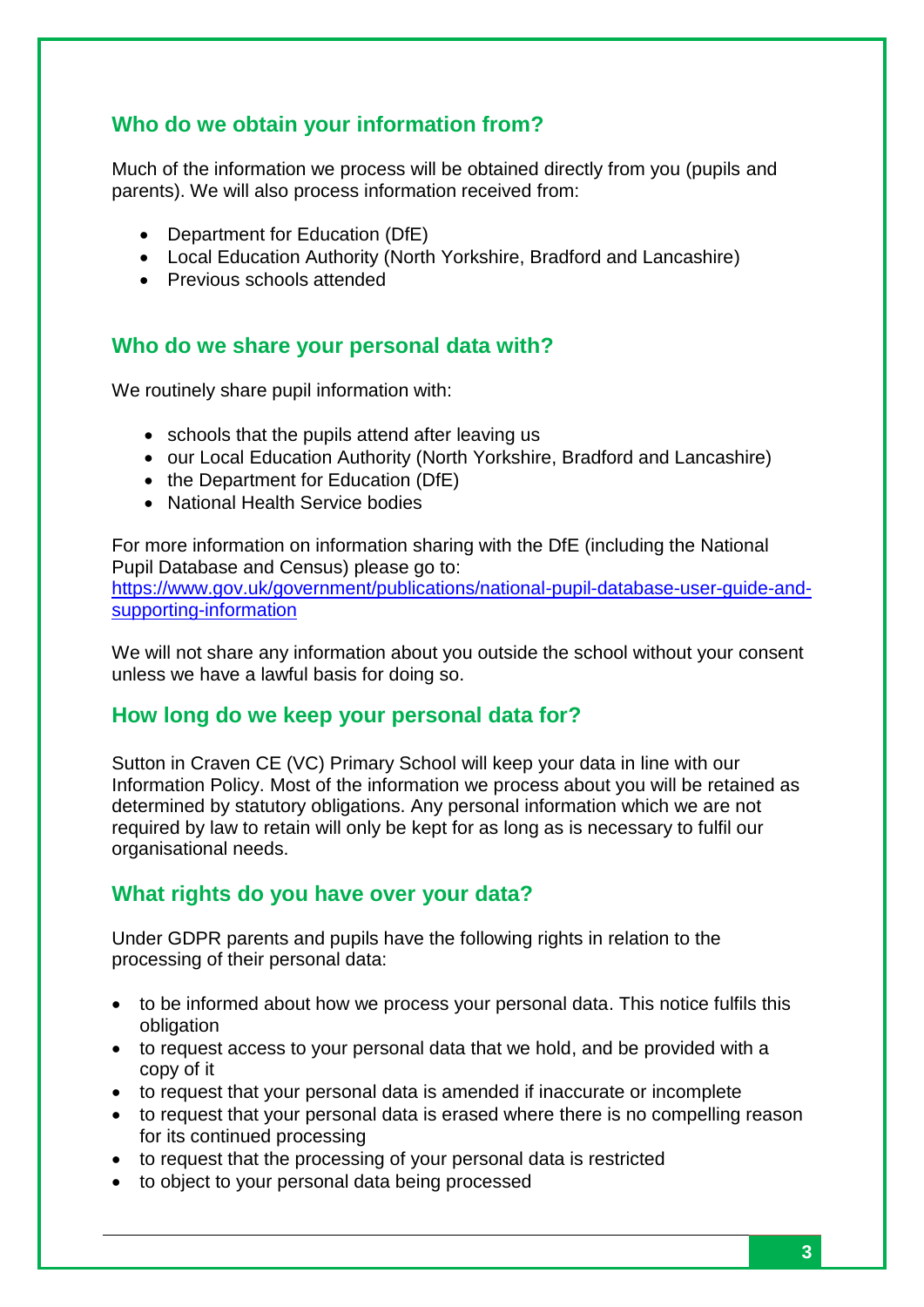## Who do we obtain your information from?

Much of the information we process will be obtained directly from you (pupils and parents). We will also process information received from:

- Department for Education (DfE)
- Local Education Authority (North Yorkshire, Bradford and Lancashire)
- Previous schools attended

## Who do we share your personal data with?

We routinely share pupil information with:

- schools that the pupils attend after leaving us
- our Local Education Authority (North Yorkshire, Bradford and Lancashire)
- the Department for Education (DfE)
- National Health Service bodies

For more information on information sharing with the DfE (including the National Pupil Database and Census) please go to:
https://www.gov.uk/government/publications/national-pupil-database-user-guide-and-supporting-information

We will not share any information about you outside the school without your consent unless we have a lawful basis for doing so.

## How long do we keep your personal data for?

Sutton in Craven CE (VC) Primary School will keep your data in line with our Information Policy. Most of the information we process about you will be retained as determined by statutory obligations. Any personal information which we are not required by law to retain will only be kept for as long as is necessary to fulfil our organisational needs.

## What rights do you have over your data?

Under GDPR parents and pupils have the following rights in relation to the processing of their personal data:

- to be informed about how we process your personal data. This notice fulfils this obligation
- to request access to your personal data that we hold, and be provided with a copy of it
- to request that your personal data is amended if inaccurate or incomplete
- to request that your personal data is erased where there is no compelling reason for its continued processing
- to request that the processing of your personal data is restricted
- to object to your personal data being processed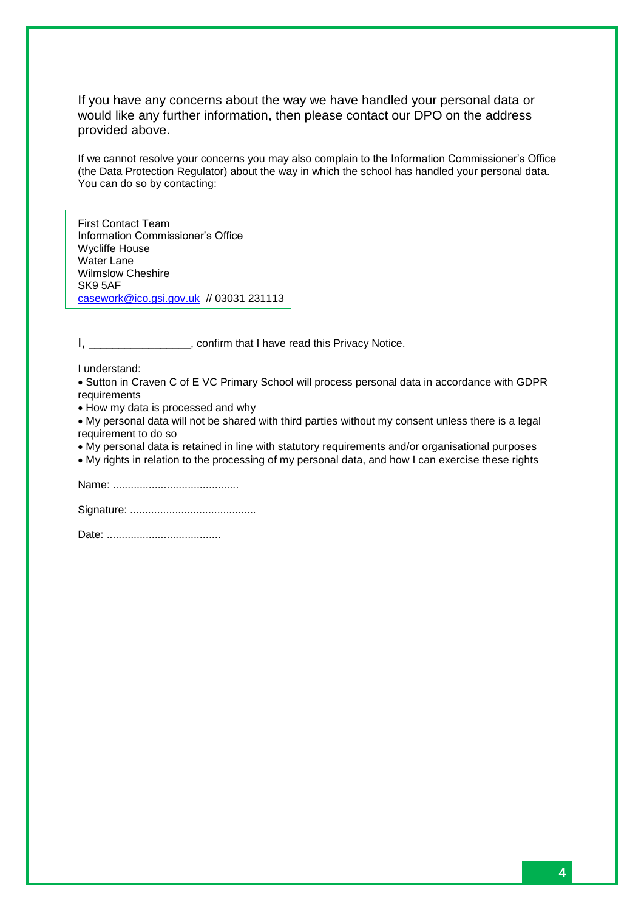If you have any concerns about the way we have handled your personal data or would like any further information, then please contact our DPO on the address provided above.

If we cannot resolve your concerns you may also complain to the Information Commissioner's Office (the Data Protection Regulator) about the way in which the school has handled your personal data. You can do so by contacting:

First Contact Team
Information Commissioner's Office
Wycliffe House
Water Lane
Wilmslow Cheshire
SK9 5AF
casework@ico.gsi.gov.uk // 03031 231113

I, ________________, confirm that I have read this Privacy Notice.

I understand:

- Sutton in Craven C of E VC Primary School will process personal data in accordance with GDPR requirements
- How my data is processed and why
- My personal data will not be shared with third parties without my consent unless there is a legal requirement to do so
- My personal data is retained in line with statutory requirements and/or organisational purposes
- My rights in relation to the processing of my personal data, and how I can exercise these rights

Name: ..........................................

Signature: ..........................................

Date: ......................................